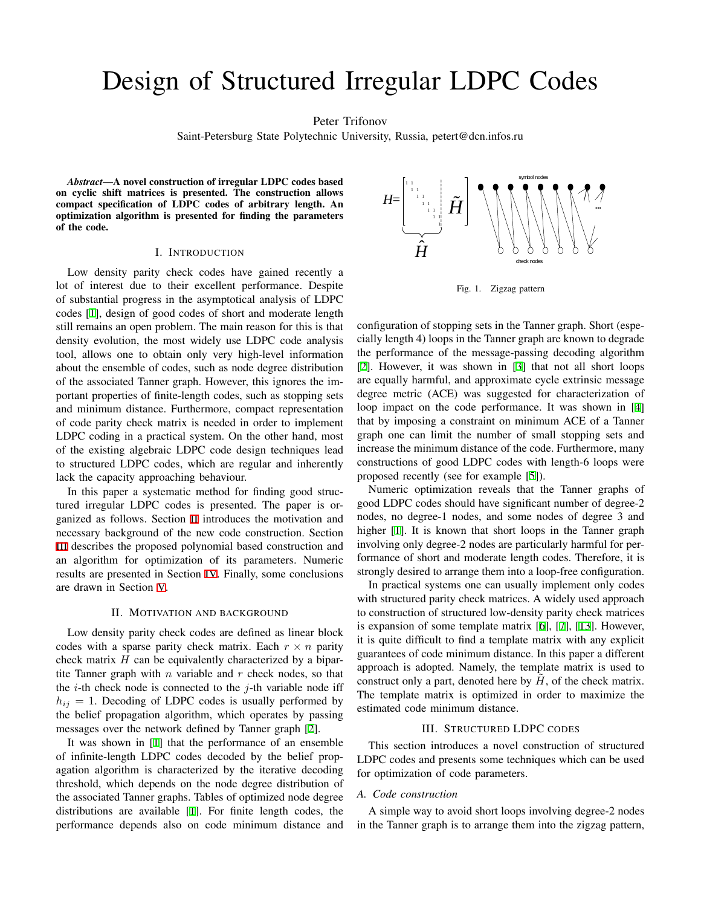# Design of Structured Irregular LDPC Codes

Peter Trifonov
Saint-Petersburg State Polytechnic University, Russia, petert@dcn.infos.ru

***Abstract*—A novel construction of irregular LDPC codes based on cyclic shift matrices is presented. The construction allows compact specification of LDPC codes of arbitrary length. An optimization algorithm is presented for finding the parameters of the code.**

## I. Introduction

Low density parity check codes have gained recently a lot of interest due to their excellent performance. Despite of substantial progress in the asymptotical analysis of LDPC codes [1], design of good codes of short and moderate length still remains an open problem. The main reason for this is that density evolution, the most widely use LDPC code analysis tool, allows one to obtain only very high-level information about the ensemble of codes, such as node degree distribution of the associated Tanner graph. However, this ignores the important properties of finite-length codes, such as stopping sets and minimum distance. Furthermore, compact representation of code parity check matrix is needed in order to implement LDPC coding in a practical system. On the other hand, most of the existing algebraic LDPC code design techniques lead to structured LDPC codes, which are regular and inherently lack the capacity approaching behaviour.

In this paper a systematic method for finding good structured irregular LDPC codes is presented. The paper is organized as follows. Section II introduces the motivation and necessary background of the new code construction. Section III describes the proposed polynomial based construction and an algorithm for optimization of its parameters. Numeric results are presented in Section IV. Finally, some conclusions are drawn in Section V.

## II. Motivation and background

Low density parity check codes are defined as linear block codes with a sparse parity check matrix. Each $r \times n$ parity check matrix $H$ can be equivalently characterized by a bipartite Tanner graph with $n$ variable and $r$ check nodes, so that the $i$-th check node is connected to the $j$-th variable node iff $h_{ij} = 1$. Decoding of LDPC codes is usually performed by the belief propagation algorithm, which operates by passing messages over the network defined by Tanner graph [2].

It was shown in [1] that the performance of an ensemble of infinite-length LDPC codes decoded by the belief propagation algorithm is characterized by the iterative decoding threshold, which depends on the node degree distribution of the associated Tanner graphs. Tables of optimized node degree distributions are available [1]. For finite length codes, the performance depends also on code minimum distance and configuration of stopping sets in the Tanner graph. Short (especially length 4) loops in the Tanner graph are known to degrade the performance of the message-passing decoding algorithm [2]. However, it was shown in [3] that not all short loops are equally harmful, and approximate cycle extrinsic message degree metric (ACE) was suggested for characterization of loop impact on the code performance. It was shown in [4] that by imposing a constraint on minimum ACE of a Tanner graph one can limit the number of small stopping sets and increase the minimum distance of the code. Furthermore, many constructions of good LDPC codes with length-6 loops were proposed recently (see for example [5]).

Numeric optimization reveals that the Tanner graphs of good LDPC codes should have significant number of degree-2 nodes, no degree-1 nodes, and some nodes of degree 3 and higher [1]. It is known that short loops in the Tanner graph involving only degree-2 nodes are particularly harmful for performance of short and moderate length codes. Therefore, it is strongly desired to arrange them into a loop-free configuration.

In practical systems one can usually implement only codes with structured parity check matrices. A widely used approach to construction of structured low-density parity check matrices is expansion of some template matrix [6], [7], [13]. However, it is quite difficult to find a template matrix with any explicit guarantees of code minimum distance. In this paper a different approach is adopted. Namely, the template matrix is used to construct only a part, denoted here by $\tilde{H}$, of the check matrix. The template matrix is optimized in order to maximize the estimated code minimum distance.

Fig. 1. Zigzag pattern

## III. Structured LDPC codes

This section introduces a novel construction of structured LDPC codes and presents some techniques which can be used for optimization of code parameters.

### A. Code construction

A simple way to avoid short loops involving degree-2 nodes in the Tanner graph is to arrange them into the zigzag pattern,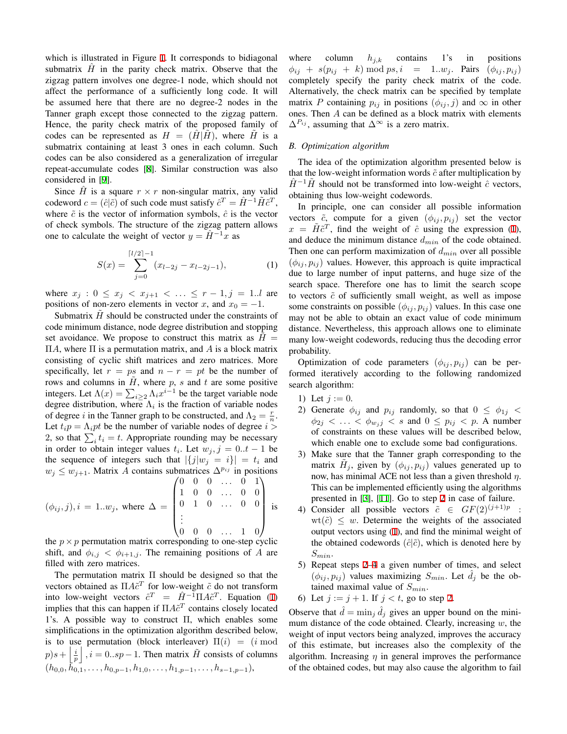which is illustrated in Figure 1. It corresponds to bidiagonal submatrix $\hat{H}$ in the parity check matrix. Observe that the zigzag pattern involves one degree-1 node, which should not affect the performance of a sufficiently long code. It will be assumed here that there are no degree-2 nodes in the Tanner graph except those connected to the zigzag pattern. Hence, the parity check matrix of the proposed family of codes can be represented as $H = (\hat{H}|\tilde{H})$, where $\tilde{H}$ is a submatrix containing at least 3 ones in each column. Such codes can be also considered as a generalization of irregular repeat-accumulate codes [8]. Similar construction was also considered in [9].

Since $\hat{H}$ is a square $r \times r$ non-singular matrix, any valid codeword $c = (\hat{c}|\tilde{c})$ of such code must satisfy $\hat{c}^T = \hat{H}^{-1}\tilde{H}\tilde{c}^T$, where $\tilde{c}$ is the vector of information symbols, $\hat{c}$ is the vector of check symbols. The structure of the zigzag pattern allows one to calculate the weight of vector $y = \hat{H}^{-1}x$ as

$$S(x) = \sum_{j=0}^{\lceil l/2 \rceil - 1} (x_{l-2j} - x_{l-2j-1}), \tag{1}$$

where $x_j : 0 \leq x_j < x_{j+1} < \ldots \leq r-1, j = 1..l$ are positions of non-zero elements in vector $x$, and $x_0 = -1$.

Submatrix $\tilde{H}$ should be constructed under the constraints of code minimum distance, node degree distribution and stopping set avoidance. We propose to construct this matrix as $\tilde{H} = \Pi A$, where $\Pi$ is a permutation matrix, and $A$ is a block matrix consisting of cyclic shift matrices and zero matrices. More specifically, let $r = ps$ and $n - r = pt$ be the number of rows and columns in $\tilde{H}$, where $p$, $s$ and $t$ are some positive integers. Let $\Lambda(x) = \sum_{i \geq 2} \Lambda_i x^{i-1}$ be the target variable node degree distribution, where $\Lambda_i$ is the fraction of variable nodes of degree $i$ in the Tanner graph to be constructed, and $\Lambda_2 = \frac{r}{n}$. Let $t_i p = \Lambda_i pt$ be the number of variable nodes of degree $i > 2$, so that $\sum_i t_i = t$. Appropriate rounding may be necessary in order to obtain integer values $t_i$. Let $w_j, j = 0..t-1$ be the sequence of integers such that $|\{j|w_j = i\}| = t_i$ and $w_j \leq w_{j+1}$. Matrix $A$ contains submatrices $\Delta^{p_{ij}}$ in positions $(\phi_{ij}, j), i = 1..w_j$, where $\Delta = \begin{pmatrix} 0 & 0 & 0 & \ldots & 0 & 1 \\ 1 & 0 & 0 & \ldots & 0 & 0 \\ 0 & 1 & 0 & \ldots & 0 & 0 \\ \vdots & & & & & \\ 0 & 0 & 0 & \ldots & 1 & 0 \end{pmatrix}$ is the $p \times p$ permutation matrix corresponding to one-step cyclic shift, and $\phi_{i,j} < \phi_{i+1,j}$. The remaining positions of $A$ are filled with zero matrices.

The permutation matrix $\Pi$ should be designed so that the vectors obtained as $\Pi A \tilde{c}^T$ for low-weight $\tilde{c}$ do not transform into low-weight vectors $\hat{c}^T = \hat{H}^{-1}\Pi A \tilde{c}^T$. Equation (1) implies that this can happen if $\Pi A \tilde{c}^T$ contains closely located 1's. A possible way to construct $\Pi$, which enables some simplifications in the optimization algorithm described below, is to use permutation (block interleaver) $\Pi(i) = (i \bmod p)s + \left\lfloor \frac{i}{p} \right\rfloor, i = 0..sp-1$. Then matrix $\tilde{H}$ consists of columns $(h_{0,0}, h_{0,1}, \ldots, h_{0,p-1}, h_{1,0}, \ldots, h_{1,p-1}, \ldots, h_{s-1,p-1})$, where column $h_{j,k}$ contains 1's in positions $\phi_{ij} + s(p_{ij} + k) \bmod ps, i = 1..w_j$. Pairs $(\phi_{ij}, p_{ij})$ completely specify the parity check matrix of the code. Alternatively, the check matrix can be specified by template matrix $P$ containing $p_{ij}$ in positions $(\phi_{ij}, j)$ and $\infty$ in other ones. Then $A$ can be defined as a block matrix with elements $\Delta^{P_{ij}}$, assuming that $\Delta^{\infty}$ is a zero matrix.

### B. Optimization algorithm

The idea of the optimization algorithm presented below is that the low-weight information words $\tilde{c}$ after multiplication by $\hat{H}^{-1}\tilde{H}$ should not be transformed into low-weight $\hat{c}$ vectors, obtaining thus low-weight codewords.

In principle, one can consider all possible information vectors $\tilde{c}$, compute for a given $(\phi_{ij}, p_{ij})$ set the vector $x = \tilde{H}\tilde{c}^T$, find the weight of $\hat{c}$ using the expression (1), and deduce the minimum distance $d_{min}$ of the code obtained. Then one can perform maximization of $d_{min}$ over all possible $(\phi_{ij}, p_{ij})$ values. However, this approach is quite impractical due to large number of input patterns, and huge size of the search space. Therefore one has to limit the search scope to vectors $\tilde{c}$ of sufficiently small weight, as well as impose some constraints on possible $(\phi_{ij}, p_{ij})$ values. In this case one may not be able to obtain an exact value of code minimum distance. Nevertheless, this approach allows one to eliminate many low-weight codewords, reducing thus the decoding error probability.

Optimization of code parameters $(\phi_{ij}, p_{ij})$ can be performed iteratively according to the following randomized search algorithm:

1) Let $j := 0$.
2) Generate $\phi_{ij}$ and $p_{ij}$ randomly, so that $0 \leq \phi_{1j} < \phi_{2j} < \ldots < \phi_{w_j j} < s$ and $0 \leq p_{ij} < p$. A number of constraints on these values will be described below, which enable one to exclude some bad configurations.
3) Make sure that the Tanner graph corresponding to the matrix $\tilde{H}_j$, given by $(\phi_{ij}, p_{ij})$ values generated up to now, has minimal ACE not less than a given threshold $\eta$. This can be implemented efficiently using the algorithms presented in [3], [11]. Go to step 2 in case of failure.
4) Consider all possible vectors $\tilde{c} \in GF(2)^{(j+1)p}$ : $\mathrm{wt}(\tilde{c}) \leq w$. Determine the weights of the associated output vectors using (1), and find the minimal weight of the obtained codewords $(\hat{c}|\tilde{c})$, which is denoted here by $S_{min}$.
5) Repeat steps 2–4 a given number of times, and select $(\phi_{ij}, p_{ij})$ values maximizing $S_{min}$. Let $\hat{d}_j$ be the obtained maximal value of $S_{min}$.
6) Let $j := j + 1$. If $j < t$, go to step 2.

Observe that $\hat{d} = \min_j \hat{d}_j$ gives an upper bound on the minimum distance of the code obtained. Clearly, increasing $w$, the weight of input vectors being analyzed, improves the accuracy of this estimate, but increases also the complexity of the algorithm. Increasing $\eta$ in general improves the performance of the obtained codes, but may also cause the algorithm to fail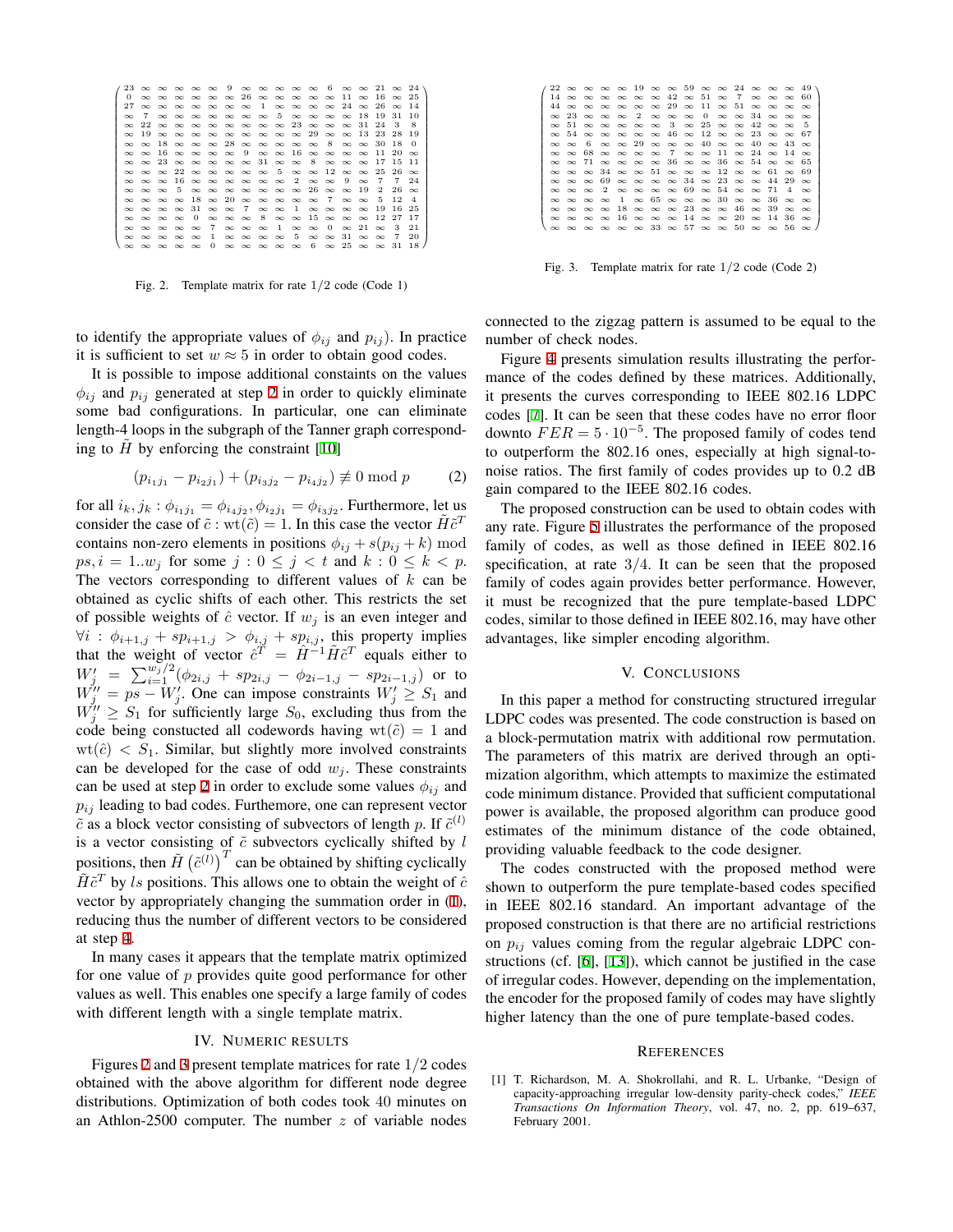$$
\begin{pmatrix}
23 & \infty & \infty & \infty & \infty & \infty & 9 & \infty & \infty & \infty & \infty & \infty & 6 & \infty & \infty & 21 & \infty & 24 \\
0 & \infty & \infty & \infty & \infty & \infty & \infty & 26 & \infty & \infty & \infty & \infty & \infty & 11 & \infty & 16 & \infty & 25 \\
27 & \infty & \infty & \infty & \infty & \infty & \infty & \infty & 1 & \infty & \infty & \infty & \infty & 24 & \infty & 26 & \infty & 14 \\
\infty & 7 & \infty & \infty & \infty & \infty & \infty & \infty & \infty & 5 & \infty & \infty & \infty & \infty & 18 & 19 & 31 & 10 \\
\infty & 22 & \infty & \infty & \infty & \infty & \infty & \infty & \infty & \infty & 23 & \infty & \infty & \infty & 31 & 24 & 3 & 8 \\
\infty & 19 & \infty & \infty & \infty & \infty & \infty & \infty & \infty & \infty & \infty & 29 & \infty & \infty & 13 & 23 & 28 & 19 \\
\infty & \infty & 18 & \infty & \infty & \infty & 28 & \infty & \infty & \infty & \infty & \infty & 8 & \infty & \infty & 30 & 18 & 0 \\
\infty & \infty & 16 & \infty & \infty & \infty & \infty & 9 & \infty & \infty & 16 & \infty & \infty & \infty & \infty & 11 & 20 & \infty \\
\infty & \infty & 23 & \infty & \infty & \infty & \infty & \infty & 31 & \infty & \infty & 8 & \infty & \infty & \infty & 17 & 15 & 11 \\
\infty & \infty & \infty & 22 & \infty & \infty & \infty & \infty & \infty & 5 & \infty & \infty & 12 & \infty & \infty & 25 & 26 & \infty \\
\infty & \infty & \infty & 16 & \infty & \infty & \infty & \infty & \infty & \infty & 2 & \infty & \infty & 9 & \infty & 7 & 7 & 24 \\
\infty & \infty & \infty & 5 & \infty & \infty & \infty & \infty & \infty & \infty & \infty & 26 & \infty & \infty & 19 & 2 & 26 & \infty \\
\infty & \infty & \infty & \infty & 18 & \infty & 20 & \infty & \infty & \infty & \infty & \infty & 7 & \infty & \infty & 5 & 12 & 4 \\
\infty & \infty & \infty & \infty & 31 & \infty & \infty & 7 & \infty & \infty & 1 & \infty & \infty & \infty & \infty & 19 & 16 & 25 \\
\infty & \infty & \infty & \infty & 0 & \infty & \infty & \infty & 8 & \infty & \infty & 15 & \infty & \infty & \infty & 12 & 27 & 17 \\
\infty & \infty & \infty & \infty & \infty & 7 & \infty & \infty & \infty & 1 & \infty & \infty & 0 & \infty & 21 & \infty & 3 & 21 \\
\infty & \infty & \infty & \infty & \infty & 1 & \infty & \infty & \infty & \infty & 5 & \infty & \infty & 31 & \infty & \infty & 7 & 20 \\
\infty & \infty & \infty & \infty & \infty & 0 & \infty & \infty & \infty & \infty & \infty & 6 & \infty & 25 & \infty & \infty & 31 & 18
\end{pmatrix}
$$

Fig. 2. Template matrix for rate $1/2$ code (Code 1)

$$
\begin{pmatrix}
22 & \infty & \infty & \infty & \infty & 19 & \infty & \infty & 59 & \infty & \infty & 24 & \infty & \infty & \infty & 49 \\
14 & \infty & \infty & \infty & \infty & \infty & \infty & 42 & \infty & 51 & \infty & 7 & \infty & \infty & \infty & 60 \\
44 & \infty & \infty & \infty & \infty & \infty & \infty & 29 & \infty & 11 & \infty & 51 & \infty & \infty & \infty & \infty \\
\infty & 23 & \infty & \infty & 2 & \infty & \infty & \infty & 0 & \infty & \infty & 34 & \infty & \infty & \infty & \infty \\
\infty & 51 & \infty & \infty & \infty & \infty & \infty & 3 & \infty & 25 & \infty & 42 & \infty & \infty & \infty & 5 \\
\infty & 54 & \infty & \infty & \infty & \infty & \infty & 46 & \infty & 12 & \infty & 23 & \infty & \infty & \infty & 67 \\
\infty & \infty & 6 & \infty & \infty & 29 & \infty & \infty & \infty & 40 & \infty & \infty & 40 & \infty & 43 & \infty \\
\infty & \infty & 68 & \infty & \infty & \infty & \infty & 7 & \infty & \infty & 11 & \infty & 24 & \infty & 14 & \infty \\
\infty & \infty & 71 & \infty & \infty & \infty & \infty & 36 & \infty & \infty & 36 & \infty & 54 & \infty & \infty & 65 \\
\infty & \infty & \infty & 34 & \infty & \infty & 51 & \infty & \infty & \infty & 12 & \infty & \infty & 61 & \infty & 69 \\
\infty & \infty & \infty & 69 & \infty & \infty & \infty & \infty & 34 & \infty & 23 & \infty & \infty & 44 & 29 & \infty \\
\infty & \infty & \infty & 2 & \infty & \infty & \infty & \infty & 69 & \infty & 54 & \infty & \infty & 71 & 4 & \infty \\
\infty & \infty & \infty & \infty & 1 & \infty & 65 & \infty & \infty & \infty & 30 & \infty & \infty & 36 & \infty & \infty \\
\infty & \infty & \infty & \infty & 18 & \infty & \infty & \infty & 23 & \infty & \infty & 46 & \infty & 39 & \infty & \infty \\
\infty & \infty & \infty & \infty & 16 & \infty & \infty & \infty & 14 & \infty & \infty & 20 & \infty & 14 & 36 & \infty \\
\infty & \infty & \infty & \infty & \infty & \infty & 33 & \infty & 57 & \infty & \infty & 50 & \infty & \infty & 56 & \infty
\end{pmatrix}
$$

Fig. 3. Template matrix for rate $1/2$ code (Code 2)

to identify the appropriate values of $\phi_{ij}$ and $p_{ij}$). In practice it is sufficient to set $w \approx 5$ in order to obtain good codes.

It is possible to impose additional constaints on the values $\phi_{ij}$ and $p_{ij}$ generated at step 2 in order to quickly eliminate some bad configurations. In particular, one can eliminate length-4 loops in the subgraph of the Tanner graph corresponding to $\tilde{H}$ by enforcing the constraint [10]

$$(p_{i_1j_1} - p_{i_2j_1}) + (p_{i_3j_2} - p_{i_4j_2}) \not\equiv 0 \bmod p \qquad (2)$$

for all $i_k, j_k : \phi_{i_1j_1} = \phi_{i_4j_2}, \phi_{i_2j_1} = \phi_{i_3j_2}$. Furthermore, let us consider the case of $\tilde{c} : \mathrm{wt}(\tilde{c}) = 1$. In this case the vector $\tilde{H}\tilde{c}^T$ contains non-zero elements in positions $\phi_{ij} + s(p_{ij} + k) \bmod ps, i = 1..w_j$ for some $j : 0 \leq j < t$ and $k : 0 \leq k < p$. The vectors corresponding to different values of $k$ can be obtained as cyclic shifts of each other. This restricts the set of possible weights of $\hat{c}$ vector. If $w_j$ is an even integer and $\forall i : \phi_{i+1,j} + sp_{i+1,j} > \phi_{i,j} + sp_{i,j}$, this property implies that the weight of vector $\hat{c}^T = \hat{H}^{-1}\tilde{H}\tilde{c}^T$ equals either to $W_j' = \sum_{i=1}^{w_j/2}(\phi_{2i,j} + sp_{2i,j} - \phi_{2i-1,j} - sp_{2i-1,j})$ or to $W_j'' = ps - W_j'$. One can impose constraints $W_j' \geq S_1$ and $W_j'' \geq S_1$ for sufficiently large $S_0$, excluding thus from the code being constucted all codewords having $\mathrm{wt}(\tilde{c}) = 1$ and $\mathrm{wt}(\hat{c}) < S_1$. Similar, but slightly more involved constraints can be developed for the case of odd $w_j$. These constraints can be used at step 2 in order to exclude some values $\phi_{ij}$ and $p_{ij}$ leading to bad codes. Furthermore, one can represent vector $\tilde{c}$ as a block vector consisting of subvectors of length $p$. If $\tilde{c}^{(l)}$ is a vector consisting of $\tilde{c}$ subvectors cyclically shifted by $l$ positions, then $\tilde{H}\left(\tilde{c}^{(l)}\right)^T$ can be obtained by shifting cyclically $\tilde{H}\tilde{c}^T$ by $ls$ positions. This allows one to obtain the weight of $\hat{c}$ vector by appropriately changing the summation order in (1), reducing thus the number of different vectors to be considered at step 4.

In many cases it appears that the template matrix optimized for one value of $p$ provides quite good performance for other values as well. This enables one specify a large family of codes with different length with a single template matrix.

## IV. Numeric results

Figures 2 and 3 present template matrices for rate $1/2$ codes obtained with the above algorithm for different node degree distributions. Optimization of both codes took 40 minutes on an Athlon-2500 computer. The number $z$ of variable nodes connected to the zigzag pattern is assumed to be equal to the number of check nodes.

Figure 4 presents simulation results illustrating the performance of the codes defined by these matrices. Additionally, it presents the curves corresponding to IEEE 802.16 LDPC codes [7]. It can be seen that these codes have no error floor downto $FER = 5 \cdot 10^{-5}$. The proposed family of codes tend to outperform the 802.16 ones, especially at high signal-to-noise ratios. The first family of codes provides up to 0.2 dB gain compared to the IEEE 802.16 codes.

The proposed construction can be used to obtain codes with any rate. Figure 5 illustrates the performance of the proposed family of codes, as well as those defined in IEEE 802.16 specification, at rate $3/4$. It can be seen that the proposed family of codes again provides better performance. However, it must be recognized that the pure template-based LDPC codes, similar to those defined in IEEE 802.16, may have other advantages, like simpler encoding algorithm.

## V. Conclusions

In this paper a method for constructing structured irregular LDPC codes was presented. The code construction is based on a block-permutation matrix with additional row permutation. The parameters of this matrix are derived through an optimization algorithm, which attempts to maximize the estimated code minimum distance. Provided that sufficient computational power is available, the proposed algorithm can produce good estimates of the minimum distance of the code obtained, providing valuable feedback to the code designer.

The codes constructed with the proposed method were shown to outperform the pure template-based codes specified in IEEE 802.16 standard. An important advantage of the proposed construction is that there are no artificial restrictions on $p_{ij}$ values coming from the regular algebraic LDPC constructions (cf. [6], [13]), which cannot be justified in the case of irregular codes. However, depending on the implementation, the encoder for the proposed family of codes may have slightly higher latency than the one of pure template-based codes.

## References

[1] T. Richardson, M. A. Shokrollahi, and R. L. Urbanke, "Design of capacity-approaching irregular low-density parity-check codes," *IEEE Transactions On Information Theory*, vol. 47, no. 2, pp. 619–637, February 2001.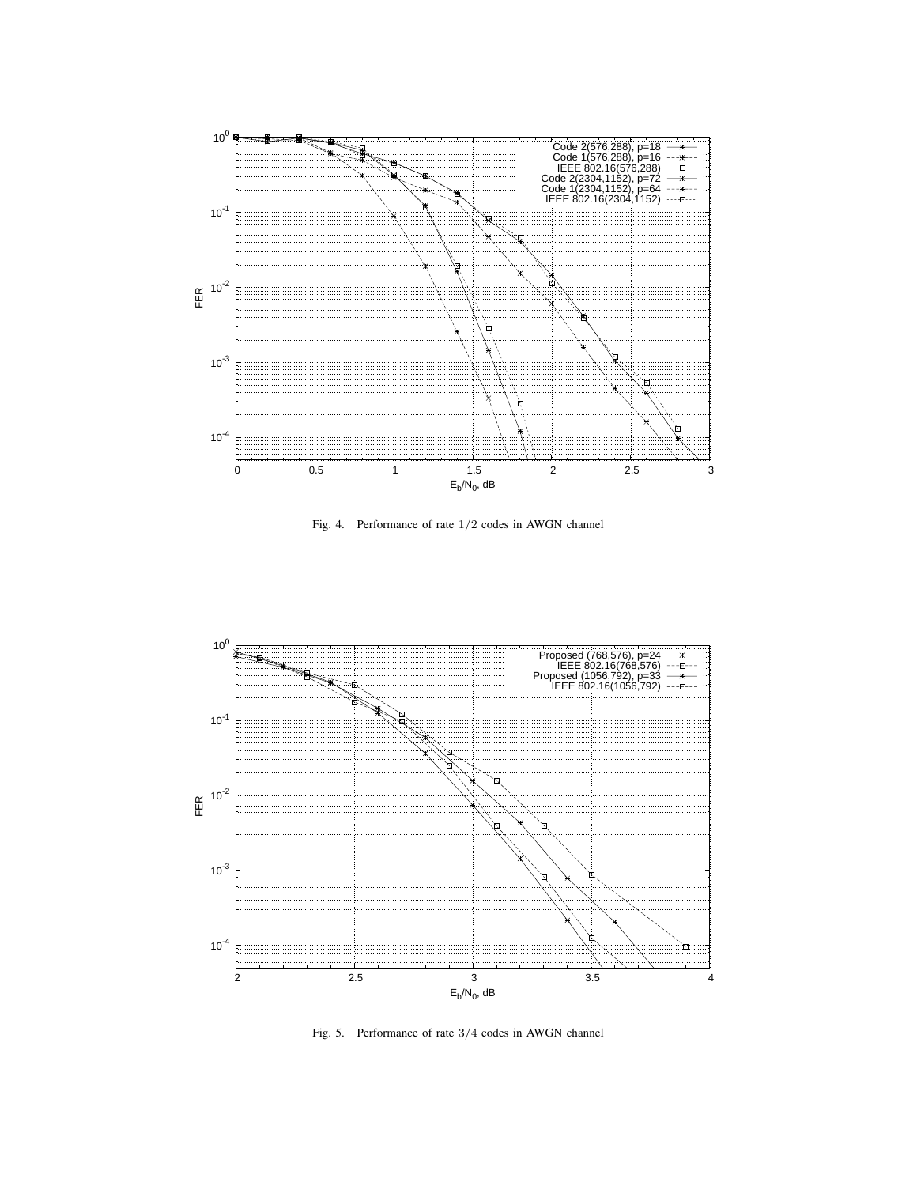Fig. 4. Performance of rate $1/2$ codes in AWGN channel

Fig. 5. Performance of rate $3/4$ codes in AWGN channel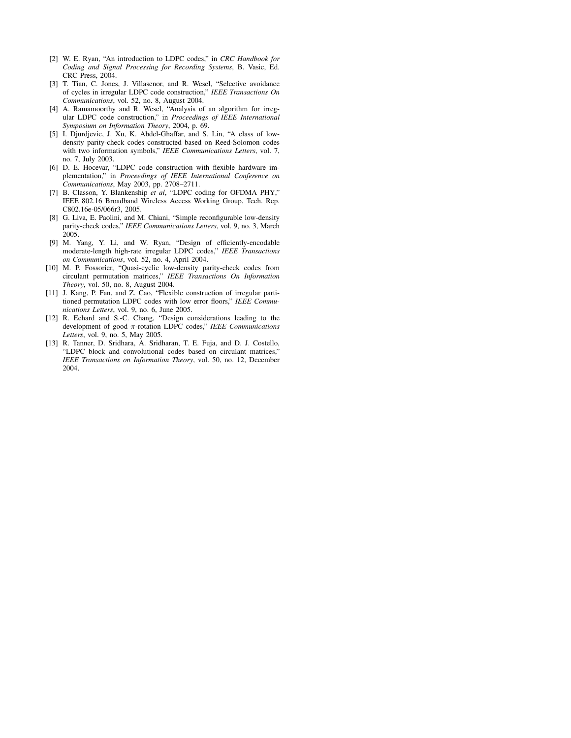[2] W. E. Ryan, "An introduction to LDPC codes," in *CRC Handbook for Coding and Signal Processing for Recording Systems*, B. Vasic, Ed. CRC Press, 2004.

[3] T. Tian, C. Jones, J. Villasenor, and R. Wesel, "Selective avoidance of cycles in irregular LDPC code construction," *IEEE Transactions On Communications*, vol. 52, no. 8, August 2004.

[4] A. Ramamoorthy and R. Wesel, "Analysis of an algorithm for irregular LDPC code construction," in *Proceedings of IEEE International Symposium on Information Theory*, 2004, p. 69.

[5] I. Djurdjevic, J. Xu, K. Abdel-Ghaffar, and S. Lin, "A class of low-density parity-check codes constructed based on Reed-Solomon codes with two information symbols," *IEEE Communications Letters*, vol. 7, no. 7, July 2003.

[6] D. E. Hocevar, "LDPC code construction with flexible hardware implementation," in *Proceedings of IEEE International Conference on Communications*, May 2003, pp. 2708–2711.

[7] B. Classon, Y. Blankenship *et al*, "LDPC coding for OFDMA PHY," IEEE 802.16 Broadband Wireless Access Working Group, Tech. Rep. C802.16e-05/066r3, 2005.

[8] G. Liva, E. Paolini, and M. Chiani, "Simple reconfigurable low-density parity-check codes," *IEEE Communications Letters*, vol. 9, no. 3, March 2005.

[9] M. Yang, Y. Li, and W. Ryan, "Design of efficiently-encodable moderate-length high-rate irregular LDPC codes," *IEEE Transactions on Communications*, vol. 52, no. 4, April 2004.

[10] M. P. Fossorier, "Quasi-cyclic low-density parity-check codes from circulant permutation matrices," *IEEE Transactions On Information Theory*, vol. 50, no. 8, August 2004.

[11] J. Kang, P. Fan, and Z. Cao, "Flexible construction of irregular partitioned permutation LDPC codes with low error floors," *IEEE Communications Letters*, vol. 9, no. 6, June 2005.

[12] R. Echard and S.-C. Chang, "Design considerations leading to the development of good $\pi$-rotation LDPC codes," *IEEE Communications Letters*, vol. 9, no. 5, May 2005.

[13] R. Tanner, D. Sridhara, A. Sridharan, T. E. Fuja, and D. J. Costello, "LDPC block and convolutional codes based on circulant matrices," *IEEE Transactions on Information Theory*, vol. 50, no. 12, December 2004.